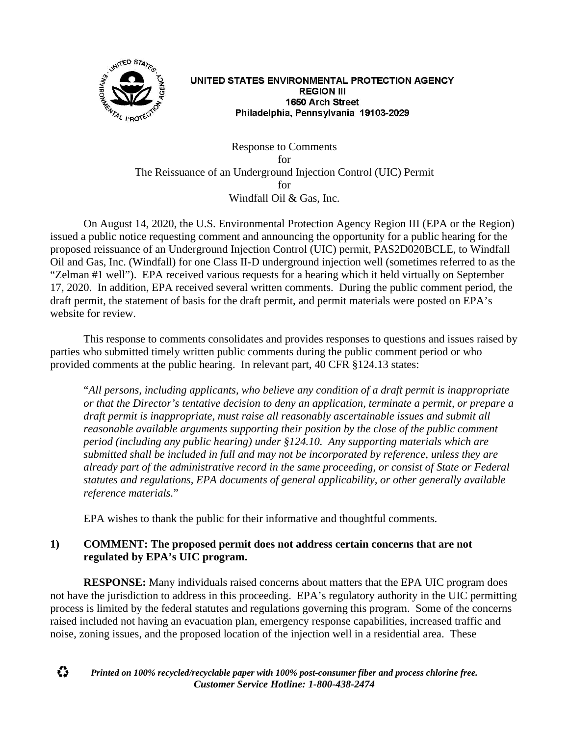UNITED STATES ENVIRONMENTAL PROTECTION AGENCY
REGION III
1650 Arch Street
Philadelphia, Pennsylvania 19103-2029

# Response to Comments for The Reissuance of an Underground Injection Control (UIC) Permit for Windfall Oil & Gas, Inc.

On August 14, 2020, the U.S. Environmental Protection Agency Region III (EPA or the Region) issued a public notice requesting comment and announcing the opportunity for a public hearing for the proposed reissuance of an Underground Injection Control (UIC) permit, PAS2D020BCLE, to Windfall Oil and Gas, Inc. (Windfall) for one Class II-D underground injection well (sometimes referred to as the "Zelman #1 well"). EPA received various requests for a hearing which it held virtually on September 17, 2020. In addition, EPA received several written comments. During the public comment period, the draft permit, the statement of basis for the draft permit, and permit materials were posted on EPA's website for review.

This response to comments consolidates and provides responses to questions and issues raised by parties who submitted timely written public comments during the public comment period or who provided comments at the public hearing. In relevant part, 40 CFR §124.13 states:

> "*All persons, including applicants, who believe any condition of a draft permit is inappropriate or that the Director's tentative decision to deny an application, terminate a permit, or prepare a draft permit is inappropriate, must raise all reasonably ascertainable issues and submit all reasonable available arguments supporting their position by the close of the public comment period (including any public hearing) under §124.10. Any supporting materials which are submitted shall be included in full and may not be incorporated by reference, unless they are already part of the administrative record in the same proceeding, or consist of State or Federal statutes and regulations, EPA documents of general applicability, or other generally available reference materials.*"

EPA wishes to thank the public for their informative and thoughtful comments.

**1) COMMENT: The proposed permit does not address certain concerns that are not regulated by EPA's UIC program.**

**RESPONSE:** Many individuals raised concerns about matters that the EPA UIC program does not have the jurisdiction to address in this proceeding. EPA's regulatory authority in the UIC permitting process is limited by the federal statutes and regulations governing this program. Some of the concerns raised included not having an evacuation plan, emergency response capabilities, increased traffic and noise, zoning issues, and the proposed location of the injection well in a residential area. These

*Printed on 100% recycled/recyclable paper with 100% post-consumer fiber and process chlorine free.*
*Customer Service Hotline: 1-800-438-2474*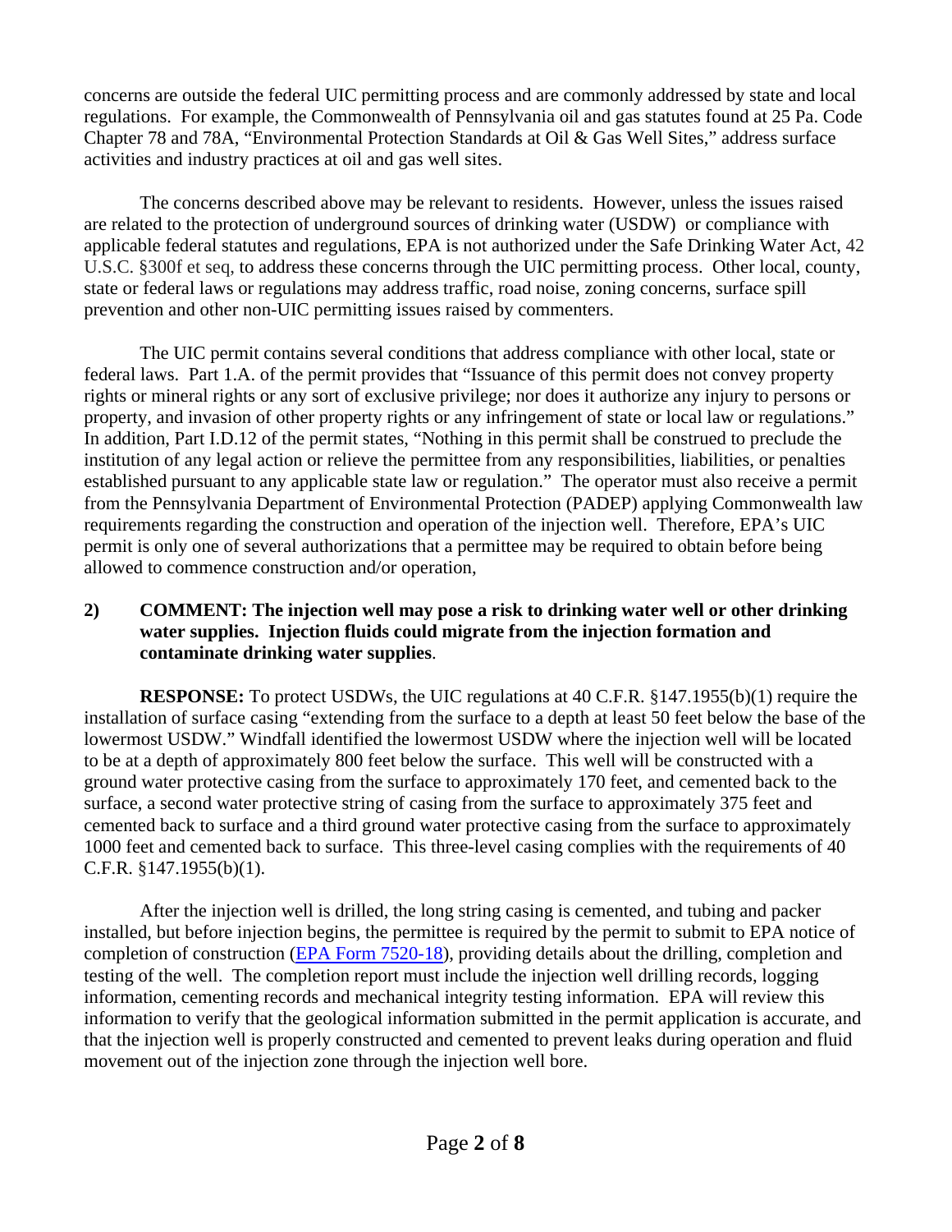concerns are outside the federal UIC permitting process and are commonly addressed by state and local regulations. For example, the Commonwealth of Pennsylvania oil and gas statutes found at 25 Pa. Code Chapter 78 and 78A, "Environmental Protection Standards at Oil & Gas Well Sites," address surface activities and industry practices at oil and gas well sites.

The concerns described above may be relevant to residents. However, unless the issues raised are related to the protection of underground sources of drinking water (USDW) or compliance with applicable federal statutes and regulations, EPA is not authorized under the Safe Drinking Water Act, 42 U.S.C. §300f et seq, to address these concerns through the UIC permitting process. Other local, county, state or federal laws or regulations may address traffic, road noise, zoning concerns, surface spill prevention and other non-UIC permitting issues raised by commenters.

The UIC permit contains several conditions that address compliance with other local, state or federal laws. Part 1.A. of the permit provides that "Issuance of this permit does not convey property rights or mineral rights or any sort of exclusive privilege; nor does it authorize any injury to persons or property, and invasion of other property rights or any infringement of state or local law or regulations." In addition, Part I.D.12 of the permit states, "Nothing in this permit shall be construed to preclude the institution of any legal action or relieve the permittee from any responsibilities, liabilities, or penalties established pursuant to any applicable state law or regulation." The operator must also receive a permit from the Pennsylvania Department of Environmental Protection (PADEP) applying Commonwealth law requirements regarding the construction and operation of the injection well. Therefore, EPA's UIC permit is only one of several authorizations that a permittee may be required to obtain before being allowed to commence construction and/or operation,

**2) COMMENT: The injection well may pose a risk to drinking water well or other drinking water supplies. Injection fluids could migrate from the injection formation and contaminate drinking water supplies.**

**RESPONSE:** To protect USDWs, the UIC regulations at 40 C.F.R. §147.1955(b)(1) require the installation of surface casing "extending from the surface to a depth at least 50 feet below the base of the lowermost USDW." Windfall identified the lowermost USDW where the injection well will be located to be at a depth of approximately 800 feet below the surface. This well will be constructed with a ground water protective casing from the surface to approximately 170 feet, and cemented back to the surface, a second water protective string of casing from the surface to approximately 375 feet and cemented back to surface and a third ground water protective casing from the surface to approximately 1000 feet and cemented back to surface. This three-level casing complies with the requirements of 40 C.F.R. §147.1955(b)(1).

After the injection well is drilled, the long string casing is cemented, and tubing and packer installed, but before injection begins, the permittee is required by the permit to submit to EPA notice of completion of construction (EPA Form 7520-18), providing details about the drilling, completion and testing of the well. The completion report must include the injection well drilling records, logging information, cementing records and mechanical integrity testing information. EPA will review this information to verify that the geological information submitted in the permit application is accurate, and that the injection well is properly constructed and cemented to prevent leaks during operation and fluid movement out of the injection zone through the injection well bore.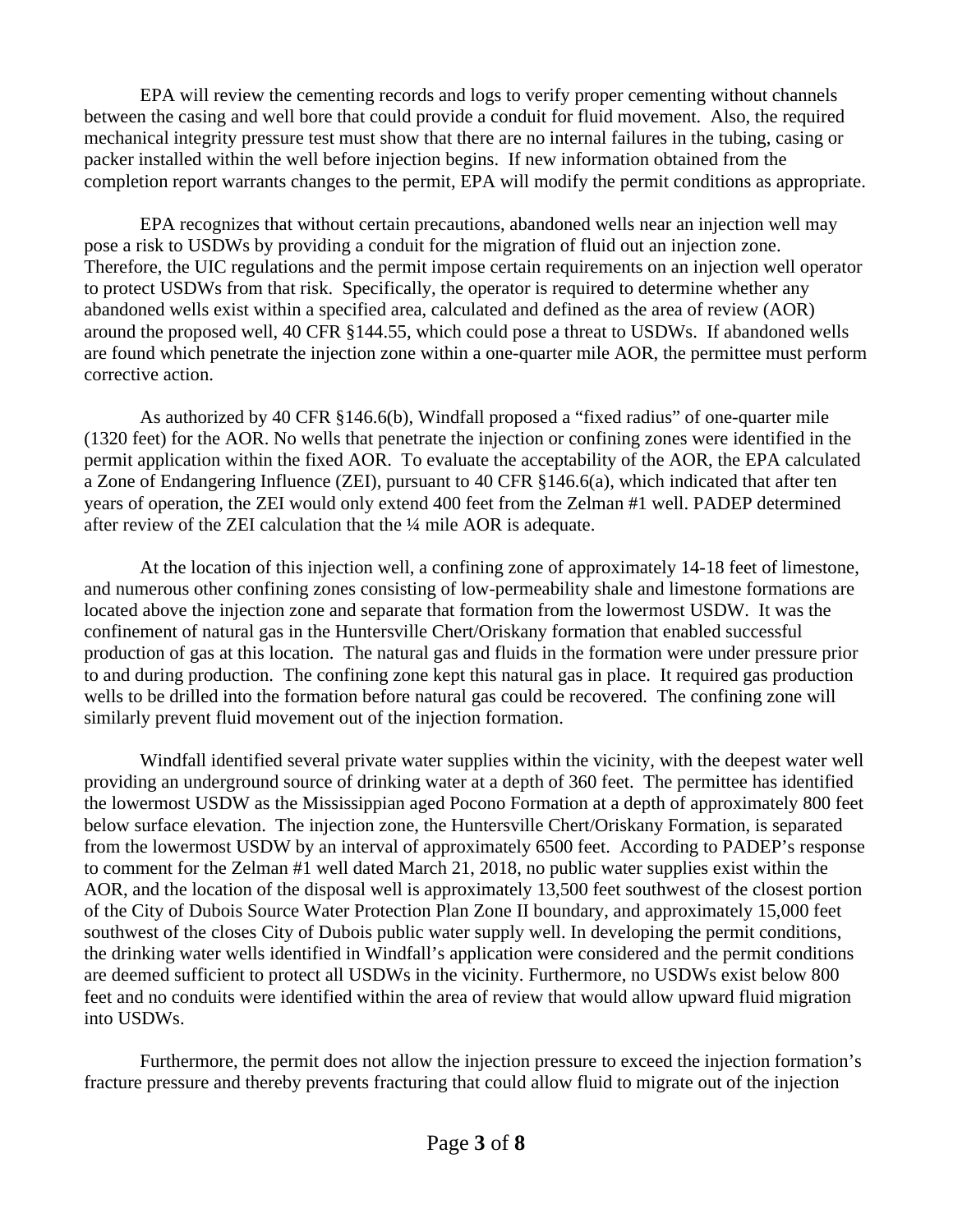EPA will review the cementing records and logs to verify proper cementing without channels between the casing and well bore that could provide a conduit for fluid movement. Also, the required mechanical integrity pressure test must show that there are no internal failures in the tubing, casing or packer installed within the well before injection begins. If new information obtained from the completion report warrants changes to the permit, EPA will modify the permit conditions as appropriate.

EPA recognizes that without certain precautions, abandoned wells near an injection well may pose a risk to USDWs by providing a conduit for the migration of fluid out an injection zone. Therefore, the UIC regulations and the permit impose certain requirements on an injection well operator to protect USDWs from that risk. Specifically, the operator is required to determine whether any abandoned wells exist within a specified area, calculated and defined as the area of review (AOR) around the proposed well, 40 CFR §144.55, which could pose a threat to USDWs. If abandoned wells are found which penetrate the injection zone within a one-quarter mile AOR, the permittee must perform corrective action.

As authorized by 40 CFR §146.6(b), Windfall proposed a "fixed radius" of one-quarter mile (1320 feet) for the AOR. No wells that penetrate the injection or confining zones were identified in the permit application within the fixed AOR. To evaluate the acceptability of the AOR, the EPA calculated a Zone of Endangering Influence (ZEI), pursuant to 40 CFR §146.6(a), which indicated that after ten years of operation, the ZEI would only extend 400 feet from the Zelman #1 well. PADEP determined after review of the ZEI calculation that the ¼ mile AOR is adequate.

At the location of this injection well, a confining zone of approximately 14-18 feet of limestone, and numerous other confining zones consisting of low-permeability shale and limestone formations are located above the injection zone and separate that formation from the lowermost USDW. It was the confinement of natural gas in the Huntersville Chert/Oriskany formation that enabled successful production of gas at this location. The natural gas and fluids in the formation were under pressure prior to and during production. The confining zone kept this natural gas in place. It required gas production wells to be drilled into the formation before natural gas could be recovered. The confining zone will similarly prevent fluid movement out of the injection formation.

Windfall identified several private water supplies within the vicinity, with the deepest water well providing an underground source of drinking water at a depth of 360 feet. The permittee has identified the lowermost USDW as the Mississippian aged Pocono Formation at a depth of approximately 800 feet below surface elevation. The injection zone, the Huntersville Chert/Oriskany Formation, is separated from the lowermost USDW by an interval of approximately 6500 feet. According to PADEP's response to comment for the Zelman #1 well dated March 21, 2018, no public water supplies exist within the AOR, and the location of the disposal well is approximately 13,500 feet southwest of the closest portion of the City of Dubois Source Water Protection Plan Zone II boundary, and approximately 15,000 feet southwest of the closes City of Dubois public water supply well. In developing the permit conditions, the drinking water wells identified in Windfall's application were considered and the permit conditions are deemed sufficient to protect all USDWs in the vicinity. Furthermore, no USDWs exist below 800 feet and no conduits were identified within the area of review that would allow upward fluid migration into USDWs.

Furthermore, the permit does not allow the injection pressure to exceed the injection formation's fracture pressure and thereby prevents fracturing that could allow fluid to migrate out of the injection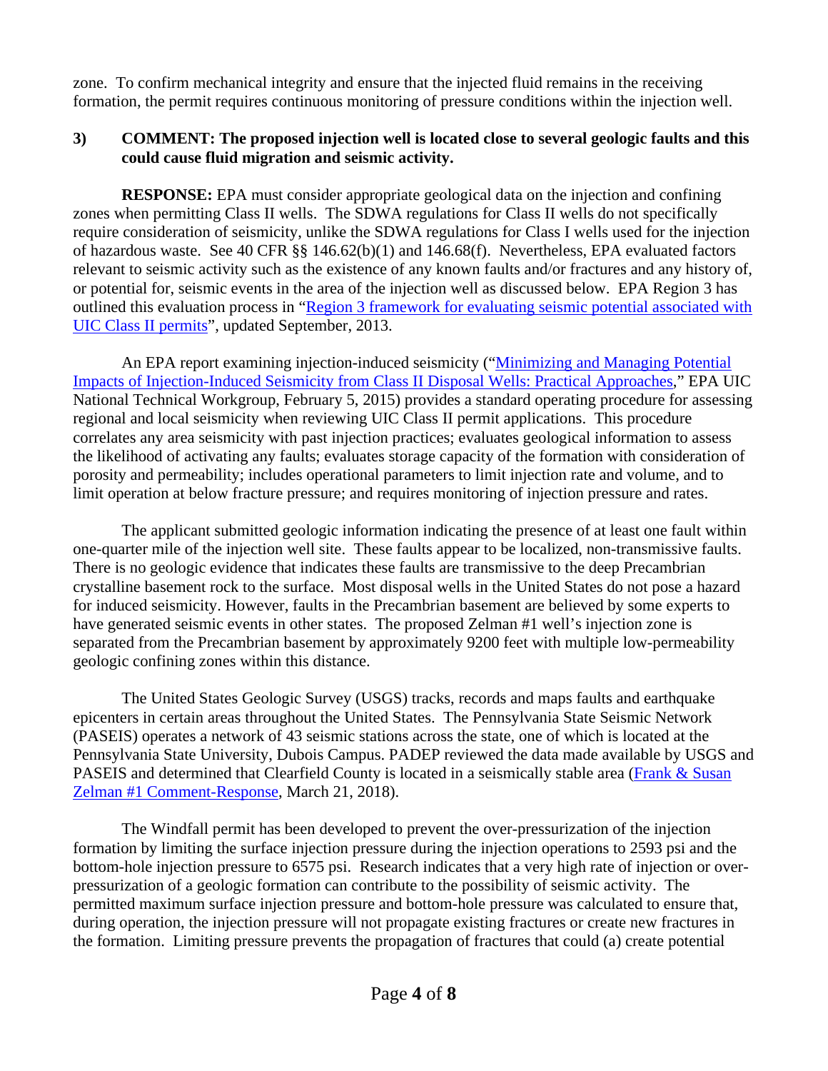zone. To confirm mechanical integrity and ensure that the injected fluid remains in the receiving formation, the permit requires continuous monitoring of pressure conditions within the injection well.

**3) COMMENT: The proposed injection well is located close to several geologic faults and this could cause fluid migration and seismic activity.**

**RESPONSE:** EPA must consider appropriate geological data on the injection and confining zones when permitting Class II wells. The SDWA regulations for Class II wells do not specifically require consideration of seismicity, unlike the SDWA regulations for Class I wells used for the injection of hazardous waste. See 40 CFR §§ 146.62(b)(1) and 146.68(f). Nevertheless, EPA evaluated factors relevant to seismic activity such as the existence of any known faults and/or fractures and any history of, or potential for, seismic events in the area of the injection well as discussed below. EPA Region 3 has outlined this evaluation process in "Region 3 framework for evaluating seismic potential associated with UIC Class II permits", updated September, 2013.

An EPA report examining injection-induced seismicity ("Minimizing and Managing Potential Impacts of Injection-Induced Seismicity from Class II Disposal Wells: Practical Approaches," EPA UIC National Technical Workgroup, February 5, 2015) provides a standard operating procedure for assessing regional and local seismicity when reviewing UIC Class II permit applications. This procedure correlates any area seismicity with past injection practices; evaluates geological information to assess the likelihood of activating any faults; evaluates storage capacity of the formation with consideration of porosity and permeability; includes operational parameters to limit injection rate and volume, and to limit operation at below fracture pressure; and requires monitoring of injection pressure and rates.

The applicant submitted geologic information indicating the presence of at least one fault within one-quarter mile of the injection well site. These faults appear to be localized, non-transmissive faults. There is no geologic evidence that indicates these faults are transmissive to the deep Precambrian crystalline basement rock to the surface. Most disposal wells in the United States do not pose a hazard for induced seismicity. However, faults in the Precambrian basement are believed by some experts to have generated seismic events in other states. The proposed Zelman #1 well's injection zone is separated from the Precambrian basement by approximately 9200 feet with multiple low-permeability geologic confining zones within this distance.

The United States Geologic Survey (USGS) tracks, records and maps faults and earthquake epicenters in certain areas throughout the United States. The Pennsylvania State Seismic Network (PASEIS) operates a network of 43 seismic stations across the state, one of which is located at the Pennsylvania State University, Dubois Campus. PADEP reviewed the data made available by USGS and PASEIS and determined that Clearfield County is located in a seismically stable area (Frank & Susan Zelman #1 Comment-Response, March 21, 2018).

The Windfall permit has been developed to prevent the over-pressurization of the injection formation by limiting the surface injection pressure during the injection operations to 2593 psi and the bottom-hole injection pressure to 6575 psi. Research indicates that a very high rate of injection or over-pressurization of a geologic formation can contribute to the possibility of seismic activity. The permitted maximum surface injection pressure and bottom-hole pressure was calculated to ensure that, during operation, the injection pressure will not propagate existing fractures or create new fractures in the formation. Limiting pressure prevents the propagation of fractures that could (a) create potential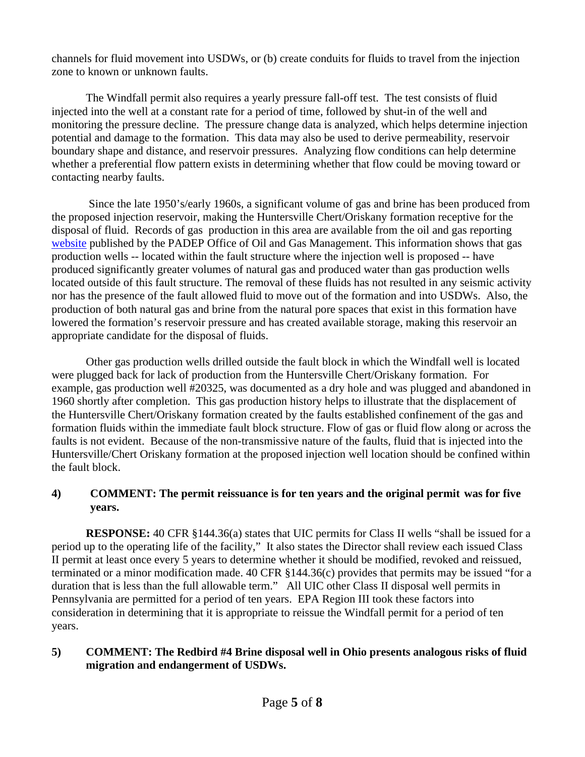channels for fluid movement into USDWs, or (b) create conduits for fluids to travel from the injection zone to known or unknown faults.

The Windfall permit also requires a yearly pressure fall-off test. The test consists of fluid injected into the well at a constant rate for a period of time, followed by shut-in of the well and monitoring the pressure decline. The pressure change data is analyzed, which helps determine injection potential and damage to the formation. This data may also be used to derive permeability, reservoir boundary shape and distance, and reservoir pressures. Analyzing flow conditions can help determine whether a preferential flow pattern exists in determining whether that flow could be moving toward or contacting nearby faults.

Since the late 1950's/early 1960s, a significant volume of gas and brine has been produced from the proposed injection reservoir, making the Huntersville Chert/Oriskany formation receptive for the disposal of fluid. Records of gas production in this area are available from the oil and gas reporting website published by the PADEP Office of Oil and Gas Management. This information shows that gas production wells -- located within the fault structure where the injection well is proposed -- have produced significantly greater volumes of natural gas and produced water than gas production wells located outside of this fault structure. The removal of these fluids has not resulted in any seismic activity nor has the presence of the fault allowed fluid to move out of the formation and into USDWs. Also, the production of both natural gas and brine from the natural pore spaces that exist in this formation have lowered the formation's reservoir pressure and has created available storage, making this reservoir an appropriate candidate for the disposal of fluids.

Other gas production wells drilled outside the fault block in which the Windfall well is located were plugged back for lack of production from the Huntersville Chert/Oriskany formation. For example, gas production well #20325, was documented as a dry hole and was plugged and abandoned in 1960 shortly after completion. This gas production history helps to illustrate that the displacement of the Huntersville Chert/Oriskany formation created by the faults established confinement of the gas and formation fluids within the immediate fault block structure. Flow of gas or fluid flow along or across the faults is not evident. Because of the non-transmissive nature of the faults, fluid that is injected into the Huntersville/Chert Oriskany formation at the proposed injection well location should be confined within the fault block.

**4) COMMENT: The permit reissuance is for ten years and the original permit was for five years.**

**RESPONSE:** 40 CFR §144.36(a) states that UIC permits for Class II wells "shall be issued for a period up to the operating life of the facility," It also states the Director shall review each issued Class II permit at least once every 5 years to determine whether it should be modified, revoked and reissued, terminated or a minor modification made. 40 CFR §144.36(c) provides that permits may be issued "for a duration that is less than the full allowable term." All UIC other Class II disposal well permits in Pennsylvania are permitted for a period of ten years. EPA Region III took these factors into consideration in determining that it is appropriate to reissue the Windfall permit for a period of ten years.

**5) COMMENT: The Redbird #4 Brine disposal well in Ohio presents analogous risks of fluid migration and endangerment of USDWs.**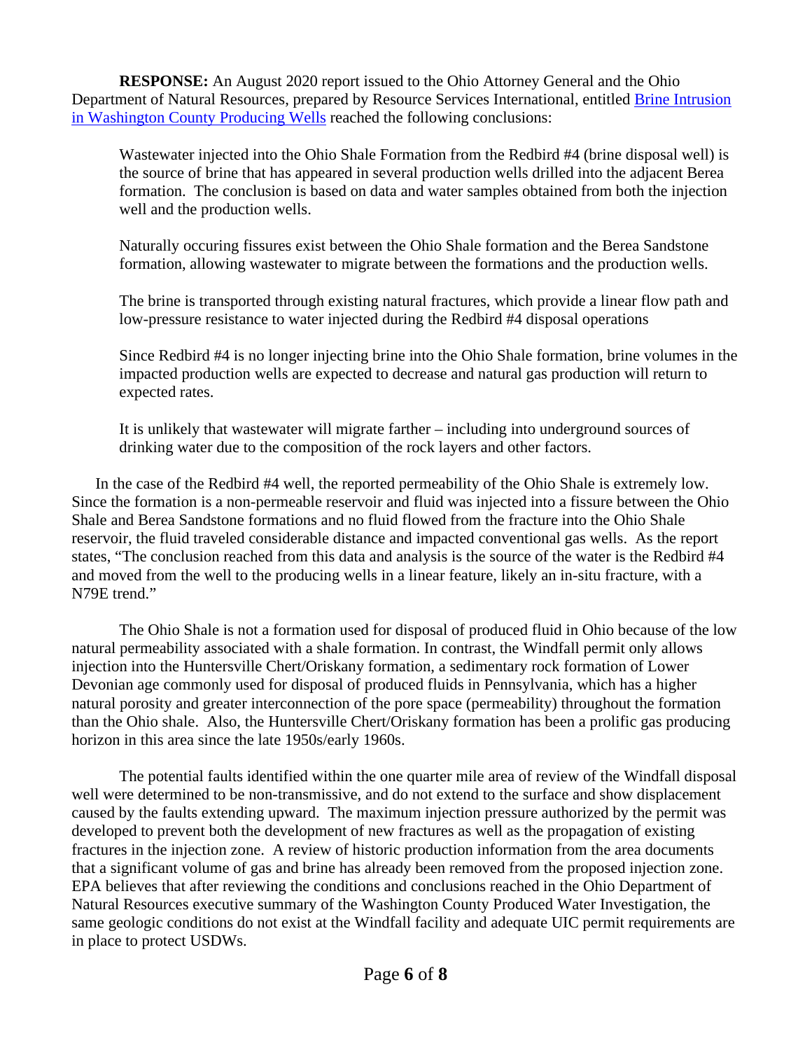**RESPONSE:** An August 2020 report issued to the Ohio Attorney General and the Ohio Department of Natural Resources, prepared by Resource Services International, entitled Brine Intrusion in Washington County Producing Wells reached the following conclusions:

> Wastewater injected into the Ohio Shale Formation from the Redbird #4 (brine disposal well) is the source of brine that has appeared in several production wells drilled into the adjacent Berea formation. The conclusion is based on data and water samples obtained from both the injection well and the production wells.
>
> Naturally occuring fissures exist between the Ohio Shale formation and the Berea Sandstone formation, allowing wastewater to migrate between the formations and the production wells.
>
> The brine is transported through existing natural fractures, which provide a linear flow path and low-pressure resistance to water injected during the Redbird #4 disposal operations
>
> Since Redbird #4 is no longer injecting brine into the Ohio Shale formation, brine volumes in the impacted production wells are expected to decrease and natural gas production will return to expected rates.
>
> It is unlikely that wastewater will migrate farther – including into underground sources of drinking water due to the composition of the rock layers and other factors.

In the case of the Redbird #4 well, the reported permeability of the Ohio Shale is extremely low. Since the formation is a non-permeable reservoir and fluid was injected into a fissure between the Ohio Shale and Berea Sandstone formations and no fluid flowed from the fracture into the Ohio Shale reservoir, the fluid traveled considerable distance and impacted conventional gas wells. As the report states, "The conclusion reached from this data and analysis is the source of the water is the Redbird #4 and moved from the well to the producing wells in a linear feature, likely an in-situ fracture, with a N79E trend."

The Ohio Shale is not a formation used for disposal of produced fluid in Ohio because of the low natural permeability associated with a shale formation. In contrast, the Windfall permit only allows injection into the Huntersville Chert/Oriskany formation, a sedimentary rock formation of Lower Devonian age commonly used for disposal of produced fluids in Pennsylvania, which has a higher natural porosity and greater interconnection of the pore space (permeability) throughout the formation than the Ohio shale. Also, the Huntersville Chert/Oriskany formation has been a prolific gas producing horizon in this area since the late 1950s/early 1960s.

The potential faults identified within the one quarter mile area of review of the Windfall disposal well were determined to be non-transmissive, and do not extend to the surface and show displacement caused by the faults extending upward. The maximum injection pressure authorized by the permit was developed to prevent both the development of new fractures as well as the propagation of existing fractures in the injection zone. A review of historic production information from the area documents that a significant volume of gas and brine has already been removed from the proposed injection zone. EPA believes that after reviewing the conditions and conclusions reached in the Ohio Department of Natural Resources executive summary of the Washington County Produced Water Investigation, the same geologic conditions do not exist at the Windfall facility and adequate UIC permit requirements are in place to protect USDWs.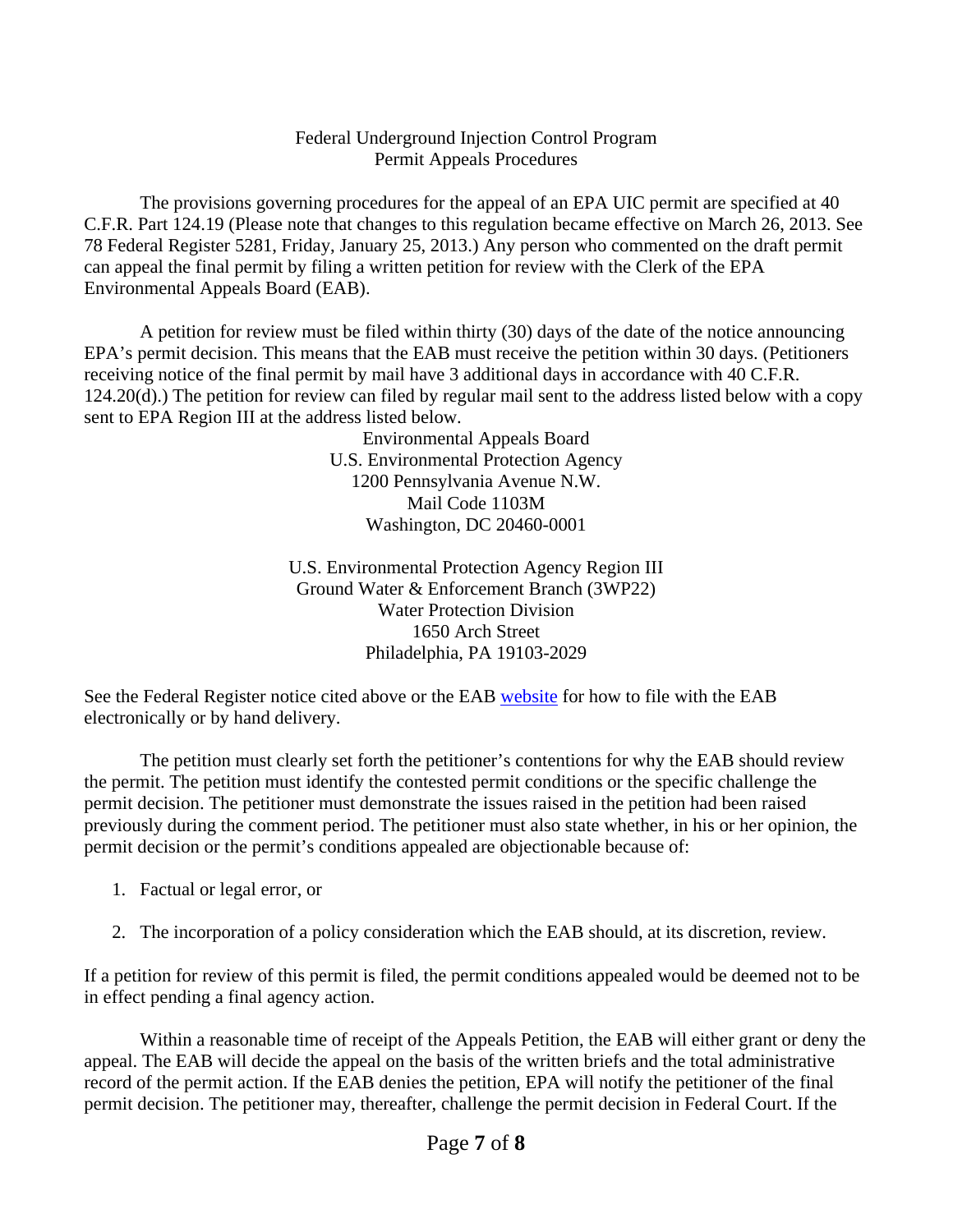Federal Underground Injection Control Program
Permit Appeals Procedures

The provisions governing procedures for the appeal of an EPA UIC permit are specified at 40 C.F.R. Part 124.19 (Please note that changes to this regulation became effective on March 26, 2013. See 78 Federal Register 5281, Friday, January 25, 2013.) Any person who commented on the draft permit can appeal the final permit by filing a written petition for review with the Clerk of the EPA Environmental Appeals Board (EAB).

A petition for review must be filed within thirty (30) days of the date of the notice announcing EPA's permit decision. This means that the EAB must receive the petition within 30 days. (Petitioners receiving notice of the final permit by mail have 3 additional days in accordance with 40 C.F.R. 124.20(d).) The petition for review can filed by regular mail sent to the address listed below with a copy sent to EPA Region III at the address listed below.

Environmental Appeals Board
U.S. Environmental Protection Agency
1200 Pennsylvania Avenue N.W.
Mail Code 1103M
Washington, DC 20460-0001

U.S. Environmental Protection Agency Region III
Ground Water & Enforcement Branch (3WP22)
Water Protection Division
1650 Arch Street
Philadelphia, PA 19103-2029

See the Federal Register notice cited above or the EAB website for how to file with the EAB electronically or by hand delivery.

The petition must clearly set forth the petitioner's contentions for why the EAB should review the permit. The petition must identify the contested permit conditions or the specific challenge the permit decision. The petitioner must demonstrate the issues raised in the petition had been raised previously during the comment period. The petitioner must also state whether, in his or her opinion, the permit decision or the permit's conditions appealed are objectionable because of:

1. Factual or legal error, or
2. The incorporation of a policy consideration which the EAB should, at its discretion, review.

If a petition for review of this permit is filed, the permit conditions appealed would be deemed not to be in effect pending a final agency action.

Within a reasonable time of receipt of the Appeals Petition, the EAB will either grant or deny the appeal. The EAB will decide the appeal on the basis of the written briefs and the total administrative record of the permit action. If the EAB denies the petition, EPA will notify the petitioner of the final permit decision. The petitioner may, thereafter, challenge the permit decision in Federal Court. If the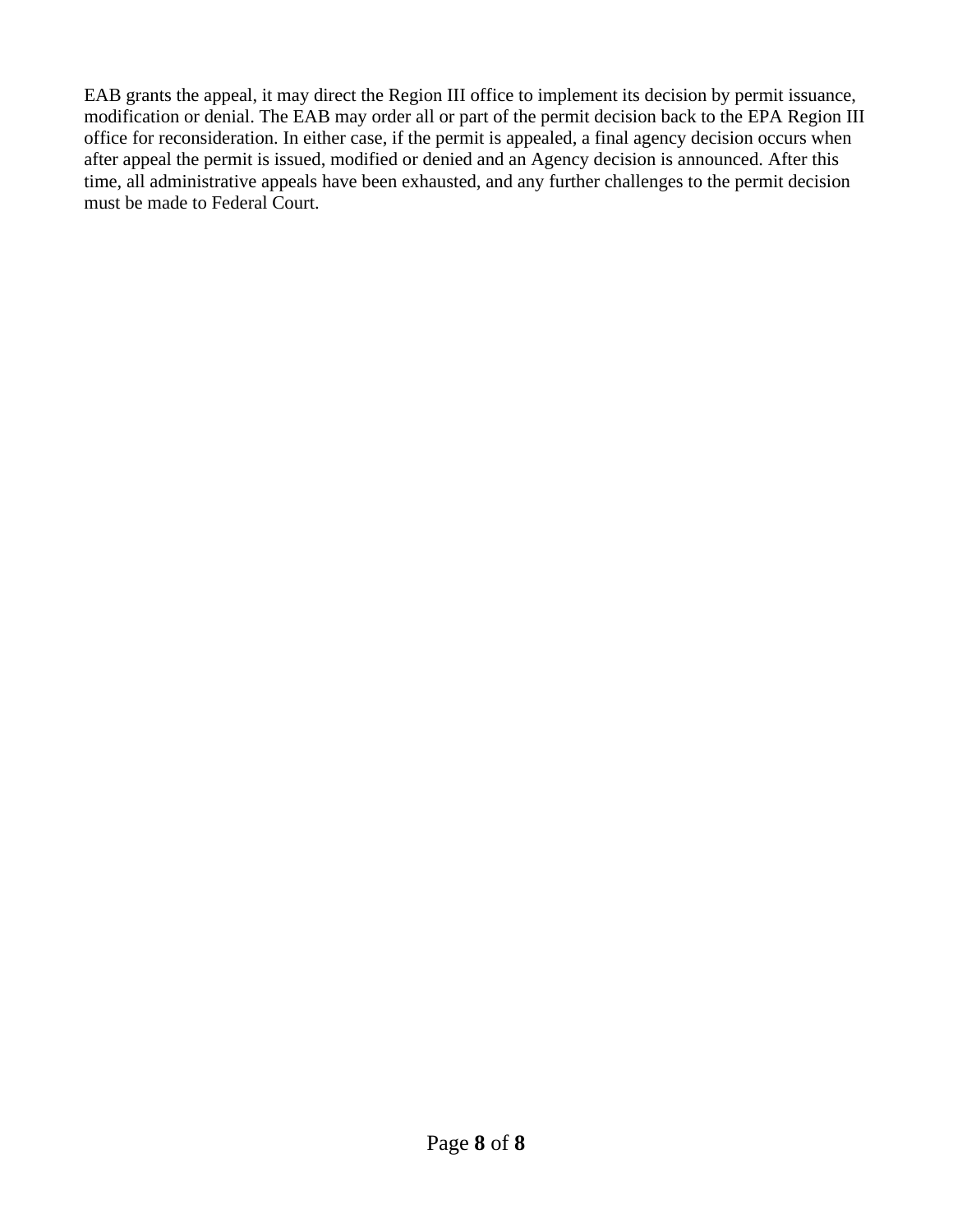EAB grants the appeal, it may direct the Region III office to implement its decision by permit issuance, modification or denial. The EAB may order all or part of the permit decision back to the EPA Region III office for reconsideration. In either case, if the permit is appealed, a final agency decision occurs when after appeal the permit is issued, modified or denied and an Agency decision is announced. After this time, all administrative appeals have been exhausted, and any further challenges to the permit decision must be made to Federal Court.